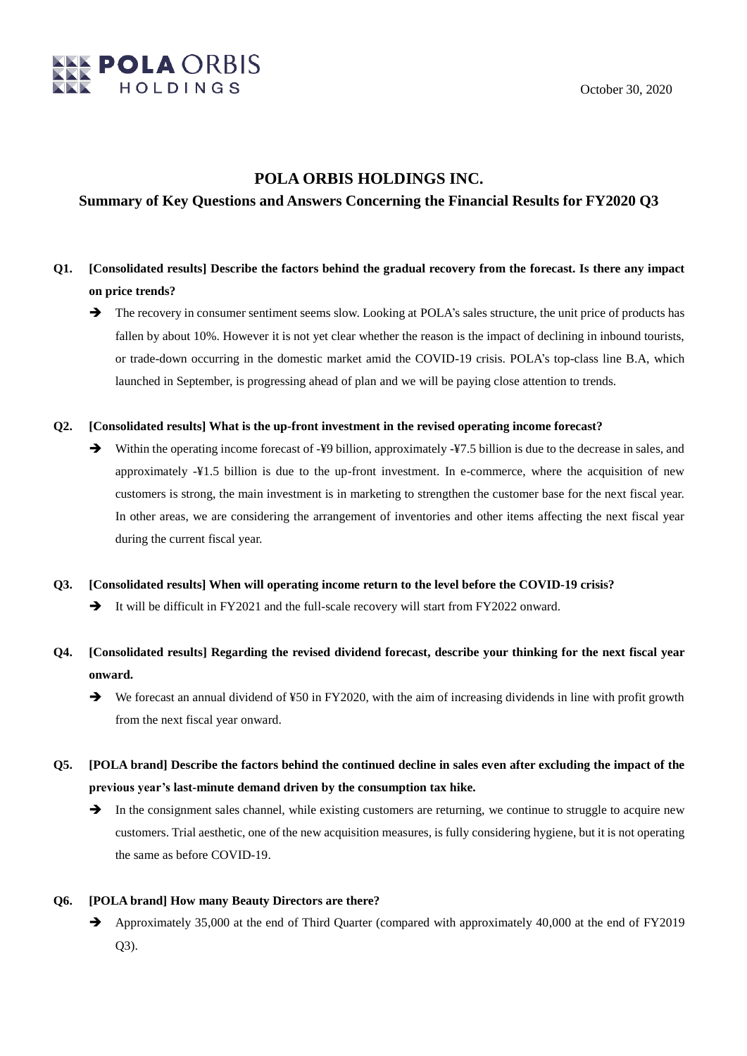October 30, 2020

# POLA ORBIS HOLDINGS INC.

## Summary of Key Questions and Answers Concerning the Financial Results for FY2020 Q3

**Q1. [Consolidated results] Describe the factors behind the gradual recovery from the forecast. Is there any impact on price trends?**

➔ The recovery in consumer sentiment seems slow. Looking at POLA's sales structure, the unit price of products has fallen by about 10%. However it is not yet clear whether the reason is the impact of declining in inbound tourists, or trade-down occurring in the domestic market amid the COVID-19 crisis. POLA's top-class line B.A, which launched in September, is progressing ahead of plan and we will be paying close attention to trends.

**Q2. [Consolidated results] What is the up-front investment in the revised operating income forecast?**

➔ Within the operating income forecast of -¥9 billion, approximately -¥7.5 billion is due to the decrease in sales, and approximately -¥1.5 billion is due to the up-front investment. In e-commerce, where the acquisition of new customers is strong, the main investment is in marketing to strengthen the customer base for the next fiscal year. In other areas, we are considering the arrangement of inventories and other items affecting the next fiscal year during the current fiscal year.

**Q3. [Consolidated results] When will operating income return to the level before the COVID-19 crisis?**

➔ It will be difficult in FY2021 and the full-scale recovery will start from FY2022 onward.

**Q4. [Consolidated results] Regarding the revised dividend forecast, describe your thinking for the next fiscal year onward.**

➔ We forecast an annual dividend of ¥50 in FY2020, with the aim of increasing dividends in line with profit growth from the next fiscal year onward.

**Q5. [POLA brand] Describe the factors behind the continued decline in sales even after excluding the impact of the previous year's last-minute demand driven by the consumption tax hike.**

➔ In the consignment sales channel, while existing customers are returning, we continue to struggle to acquire new customers. Trial aesthetic, one of the new acquisition measures, is fully considering hygiene, but it is not operating the same as before COVID-19.

**Q6. [POLA brand] How many Beauty Directors are there?**

➔ Approximately 35,000 at the end of Third Quarter (compared with approximately 40,000 at the end of FY2019 Q3).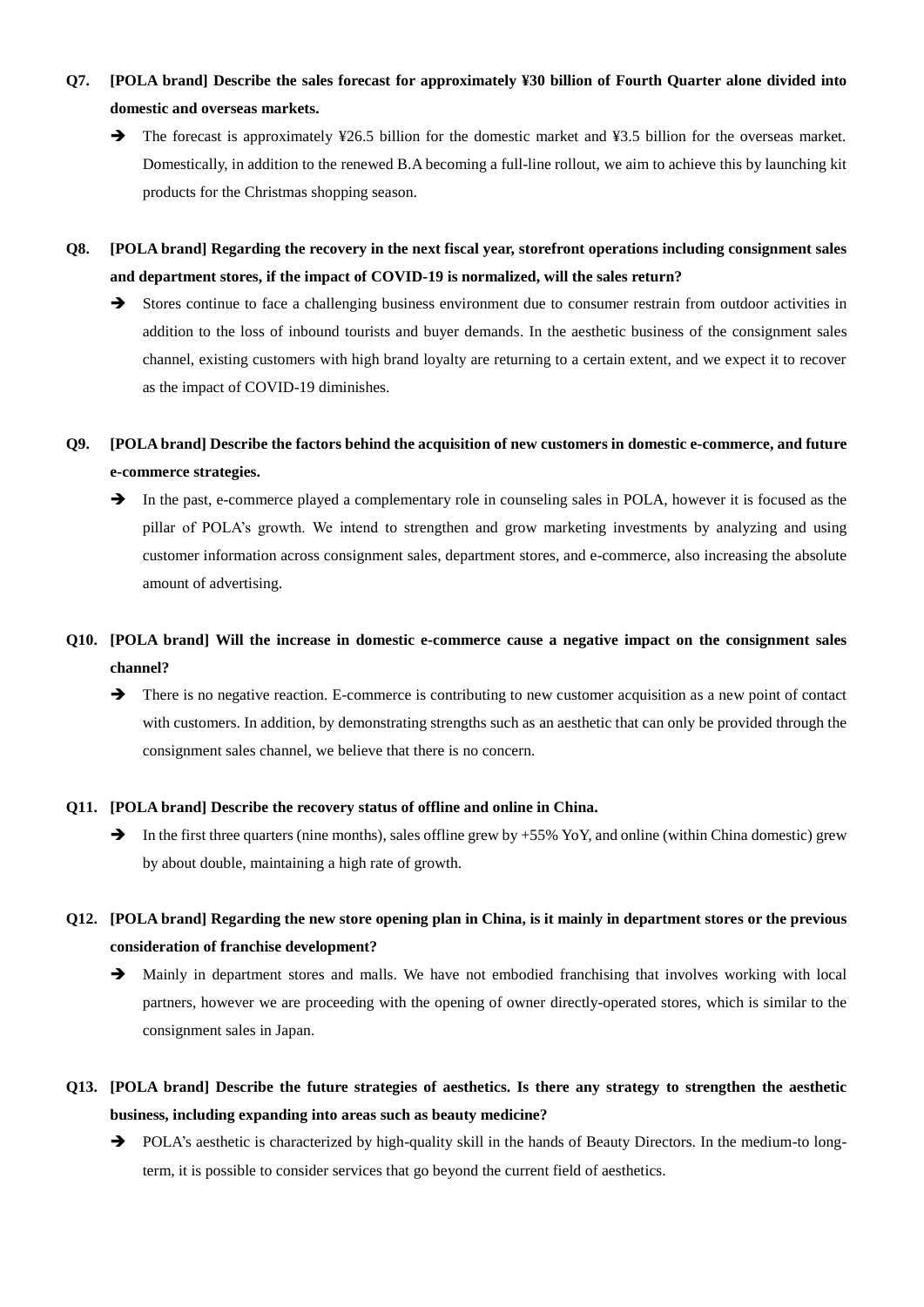**Q7. [POLA brand] Describe the sales forecast for approximately ¥30 billion of Fourth Quarter alone divided into domestic and overseas markets.**

➔ The forecast is approximately ¥26.5 billion for the domestic market and ¥3.5 billion for the overseas market. Domestically, in addition to the renewed B.A becoming a full-line rollout, we aim to achieve this by launching kit products for the Christmas shopping season.

**Q8. [POLA brand] Regarding the recovery in the next fiscal year, storefront operations including consignment sales and department stores, if the impact of COVID-19 is normalized, will the sales return?**

➔ Stores continue to face a challenging business environment due to consumer restrain from outdoor activities in addition to the loss of inbound tourists and buyer demands. In the aesthetic business of the consignment sales channel, existing customers with high brand loyalty are returning to a certain extent, and we expect it to recover as the impact of COVID-19 diminishes.

**Q9. [POLA brand] Describe the factors behind the acquisition of new customers in domestic e-commerce, and future e-commerce strategies.**

➔ In the past, e-commerce played a complementary role in counseling sales in POLA, however it is focused as the pillar of POLA's growth. We intend to strengthen and grow marketing investments by analyzing and using customer information across consignment sales, department stores, and e-commerce, also increasing the absolute amount of advertising.

**Q10. [POLA brand] Will the increase in domestic e-commerce cause a negative impact on the consignment sales channel?**

➔ There is no negative reaction. E-commerce is contributing to new customer acquisition as a new point of contact with customers. In addition, by demonstrating strengths such as an aesthetic that can only be provided through the consignment sales channel, we believe that there is no concern.

**Q11. [POLA brand] Describe the recovery status of offline and online in China.**

➔ In the first three quarters (nine months), sales offline grew by +55% YoY, and online (within China domestic) grew by about double, maintaining a high rate of growth.

**Q12. [POLA brand] Regarding the new store opening plan in China, is it mainly in department stores or the previous consideration of franchise development?**

➔ Mainly in department stores and malls. We have not embodied franchising that involves working with local partners, however we are proceeding with the opening of owner directly-operated stores, which is similar to the consignment sales in Japan.

**Q13. [POLA brand] Describe the future strategies of aesthetics. Is there any strategy to strengthen the aesthetic business, including expanding into areas such as beauty medicine?**

➔ POLA's aesthetic is characterized by high-quality skill in the hands of Beauty Directors. In the medium-to long-term, it is possible to consider services that go beyond the current field of aesthetics.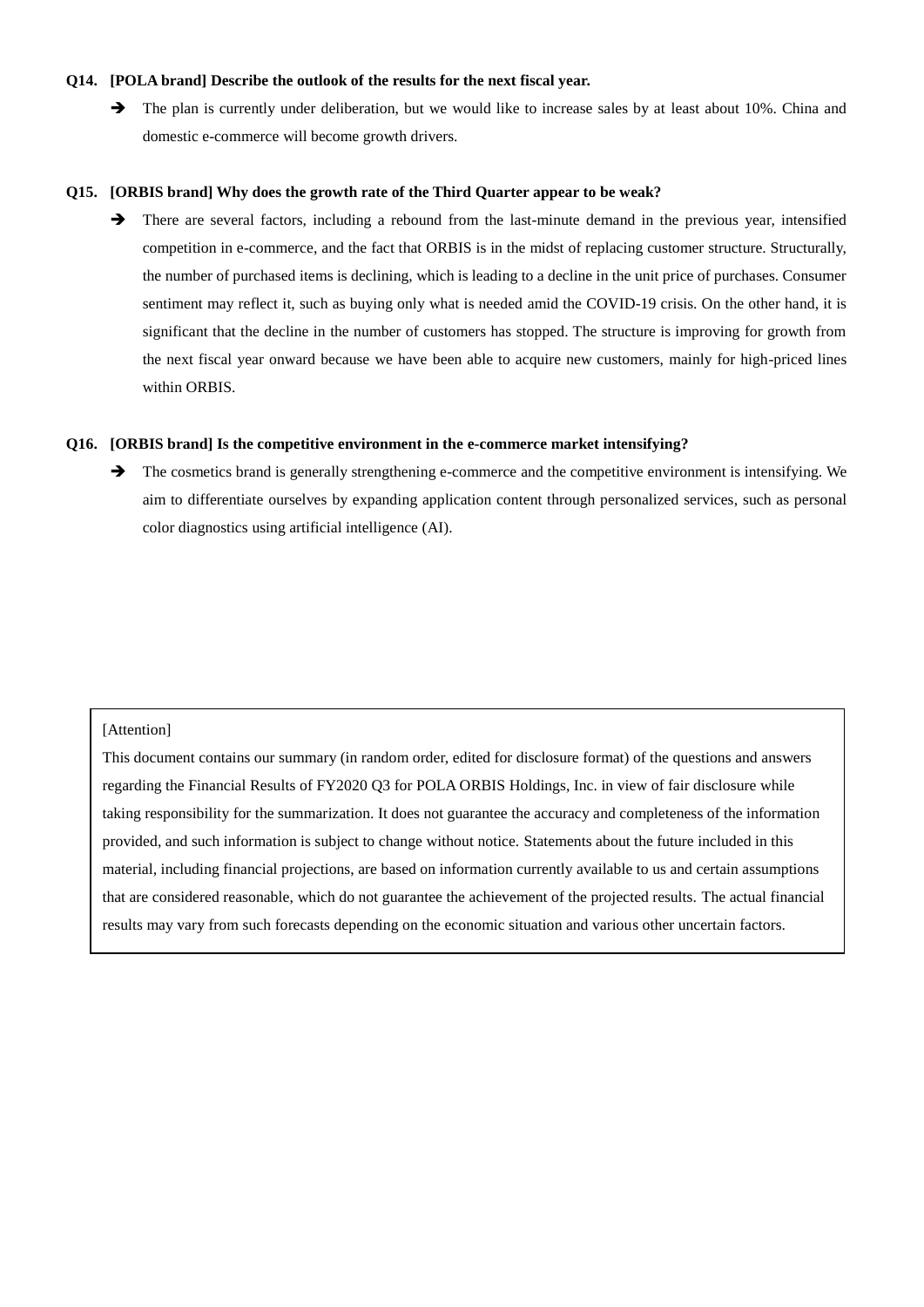**Q14. [POLA brand] Describe the outlook of the results for the next fiscal year.**

➔ The plan is currently under deliberation, but we would like to increase sales by at least about 10%. China and domestic e-commerce will become growth drivers.

**Q15. [ORBIS brand] Why does the growth rate of the Third Quarter appear to be weak?**

➔ There are several factors, including a rebound from the last-minute demand in the previous year, intensified competition in e-commerce, and the fact that ORBIS is in the midst of replacing customer structure. Structurally, the number of purchased items is declining, which is leading to a decline in the unit price of purchases. Consumer sentiment may reflect it, such as buying only what is needed amid the COVID-19 crisis. On the other hand, it is significant that the decline in the number of customers has stopped. The structure is improving for growth from the next fiscal year onward because we have been able to acquire new customers, mainly for high-priced lines within ORBIS.

**Q16. [ORBIS brand] Is the competitive environment in the e-commerce market intensifying?**

➔ The cosmetics brand is generally strengthening e-commerce and the competitive environment is intensifying. We aim to differentiate ourselves by expanding application content through personalized services, such as personal color diagnostics using artificial intelligence (AI).

[Attention]

This document contains our summary (in random order, edited for disclosure format) of the questions and answers regarding the Financial Results of FY2020 Q3 for POLA ORBIS Holdings, Inc. in view of fair disclosure while taking responsibility for the summarization. It does not guarantee the accuracy and completeness of the information provided, and such information is subject to change without notice. Statements about the future included in this material, including financial projections, are based on information currently available to us and certain assumptions that are considered reasonable, which do not guarantee the achievement of the projected results. The actual financial results may vary from such forecasts depending on the economic situation and various other uncertain factors.